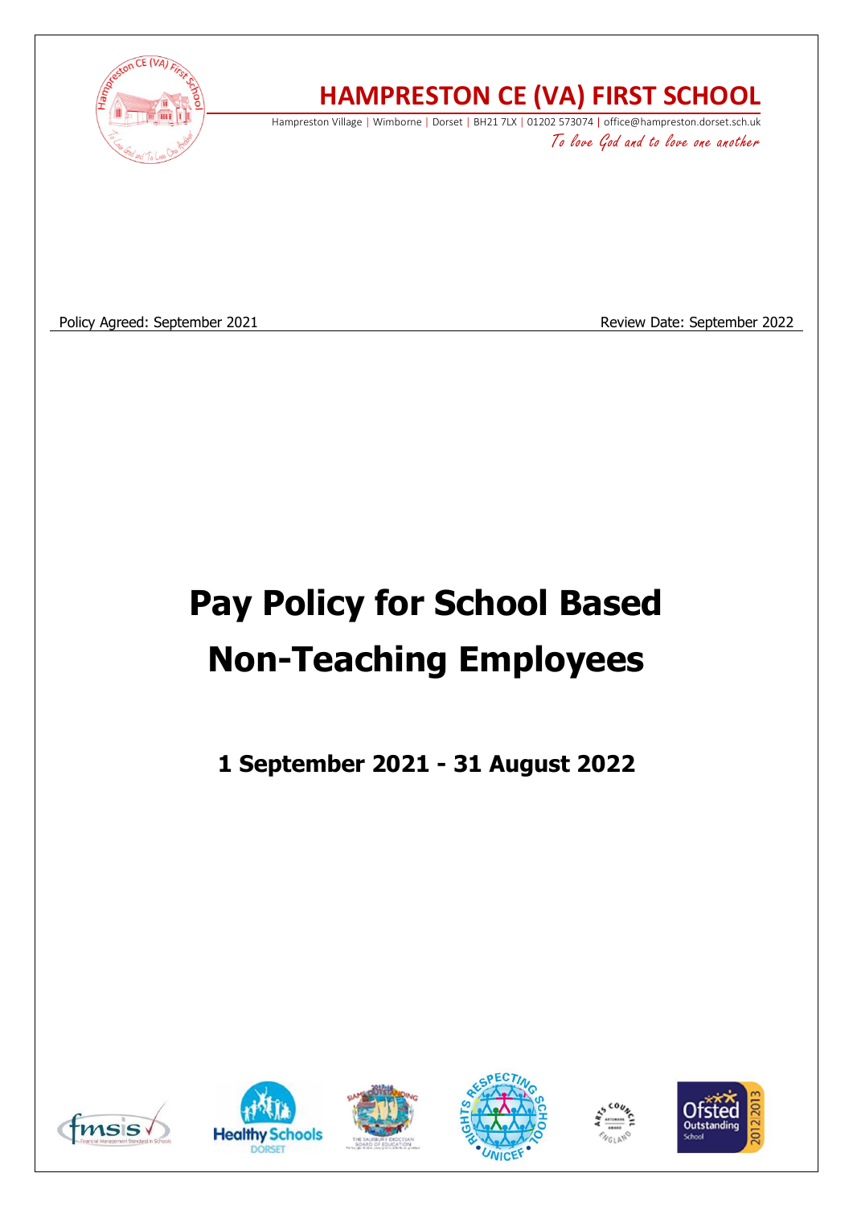# HAMPRESTON CE (VA) FIRST SCHOOL

Hampreston Village | Wimborne | Dorset | BH21 7LX | 01202 573074 | office@hampreston.dorset.sch.uk

*To love God and to love one another*

Policy Agreed: September 2021 Review Date: September 2022

# Pay Policy for School Based Non-Teaching Employees

## 1 September 2021 - 31 August 2022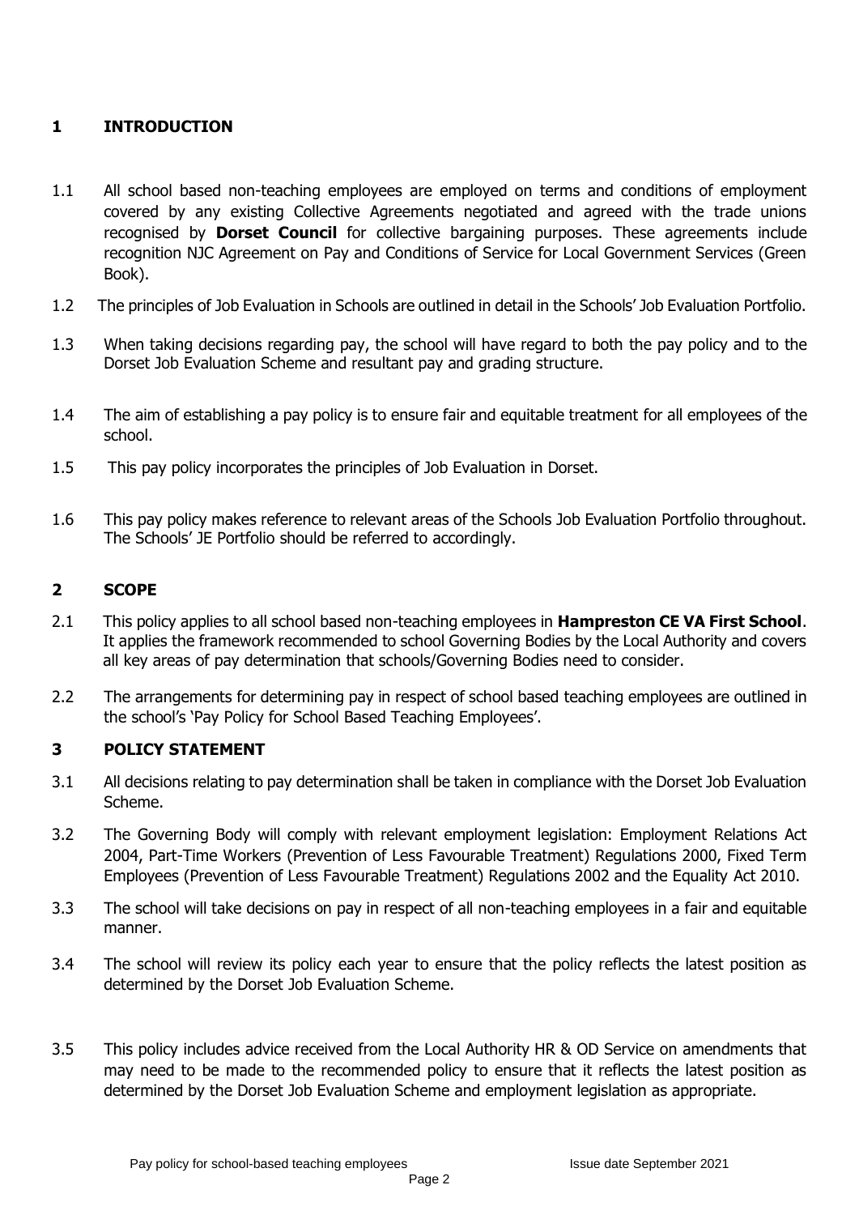## 1 INTRODUCTION

1.1 All school based non-teaching employees are employed on terms and conditions of employment covered by any existing Collective Agreements negotiated and agreed with the trade unions recognised by **Dorset Council** for collective bargaining purposes. These agreements include recognition NJC Agreement on Pay and Conditions of Service for Local Government Services (Green Book).

1.2 The principles of Job Evaluation in Schools are outlined in detail in the Schools' Job Evaluation Portfolio.

1.3 When taking decisions regarding pay, the school will have regard to both the pay policy and to the Dorset Job Evaluation Scheme and resultant pay and grading structure.

1.4 The aim of establishing a pay policy is to ensure fair and equitable treatment for all employees of the school.

1.5 This pay policy incorporates the principles of Job Evaluation in Dorset.

1.6 This pay policy makes reference to relevant areas of the Schools Job Evaluation Portfolio throughout. The Schools' JE Portfolio should be referred to accordingly.

## 2 SCOPE

2.1 This policy applies to all school based non-teaching employees in **Hampreston CE VA First School**. It applies the framework recommended to school Governing Bodies by the Local Authority and covers all key areas of pay determination that schools/Governing Bodies need to consider.

2.2 The arrangements for determining pay in respect of school based teaching employees are outlined in the school's 'Pay Policy for School Based Teaching Employees'.

## 3 POLICY STATEMENT

3.1 All decisions relating to pay determination shall be taken in compliance with the Dorset Job Evaluation Scheme.

3.2 The Governing Body will comply with relevant employment legislation: Employment Relations Act 2004, Part-Time Workers (Prevention of Less Favourable Treatment) Regulations 2000, Fixed Term Employees (Prevention of Less Favourable Treatment) Regulations 2002 and the Equality Act 2010.

3.3 The school will take decisions on pay in respect of all non-teaching employees in a fair and equitable manner.

3.4 The school will review its policy each year to ensure that the policy reflects the latest position as determined by the Dorset Job Evaluation Scheme.

3.5 This policy includes advice received from the Local Authority HR & OD Service on amendments that may need to be made to the recommended policy to ensure that it reflects the latest position as determined by the Dorset Job Evaluation Scheme and employment legislation as appropriate.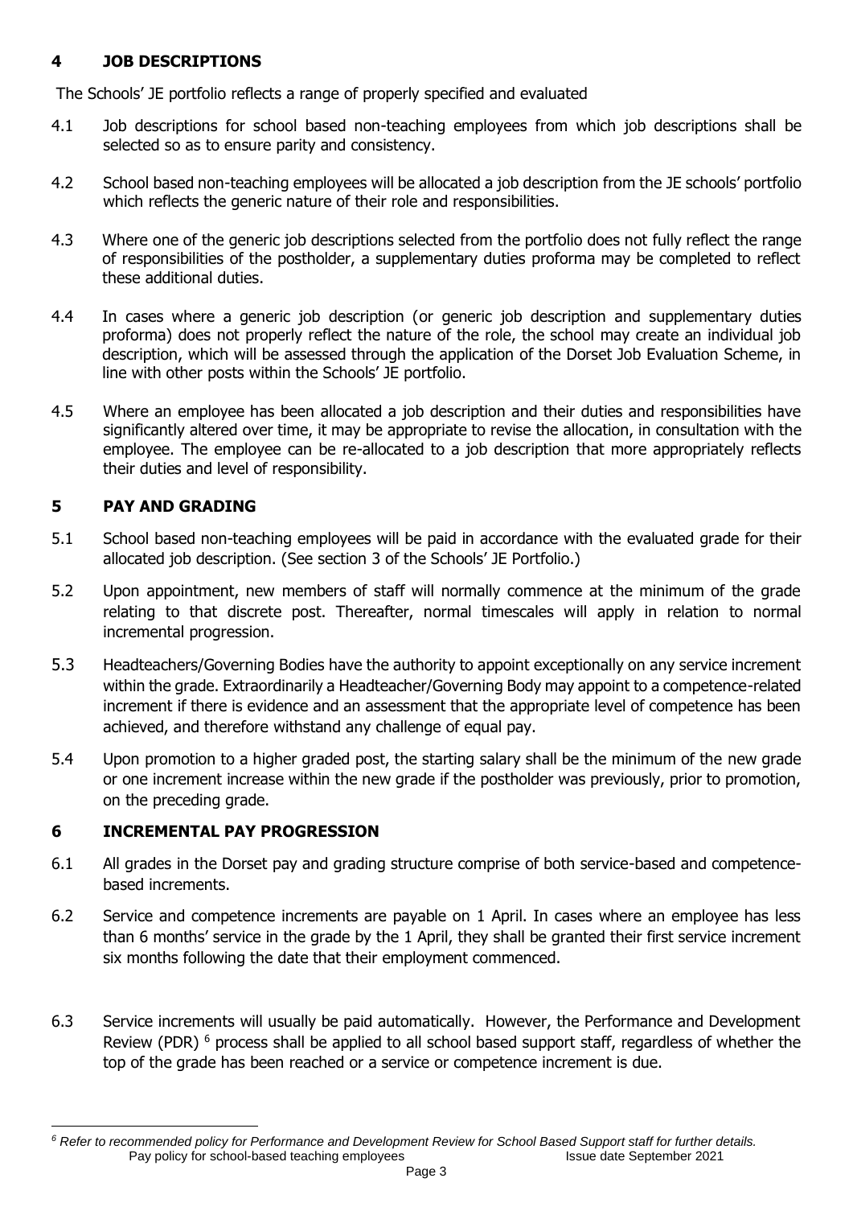## 4 JOB DESCRIPTIONS

The Schools' JE portfolio reflects a range of properly specified and evaluated

4.1 Job descriptions for school based non-teaching employees from which job descriptions shall be selected so as to ensure parity and consistency.

4.2 School based non-teaching employees will be allocated a job description from the JE schools' portfolio which reflects the generic nature of their role and responsibilities.

4.3 Where one of the generic job descriptions selected from the portfolio does not fully reflect the range of responsibilities of the postholder, a supplementary duties proforma may be completed to reflect these additional duties.

4.4 In cases where a generic job description (or generic job description and supplementary duties proforma) does not properly reflect the nature of the role, the school may create an individual job description, which will be assessed through the application of the Dorset Job Evaluation Scheme, in line with other posts within the Schools' JE portfolio.

4.5 Where an employee has been allocated a job description and their duties and responsibilities have significantly altered over time, it may be appropriate to revise the allocation, in consultation with the employee. The employee can be re-allocated to a job description that more appropriately reflects their duties and level of responsibility.

## 5 PAY AND GRADING

5.1 School based non-teaching employees will be paid in accordance with the evaluated grade for their allocated job description. (See section 3 of the Schools' JE Portfolio.)

5.2 Upon appointment, new members of staff will normally commence at the minimum of the grade relating to that discrete post. Thereafter, normal timescales will apply in relation to normal incremental progression.

5.3 Headteachers/Governing Bodies have the authority to appoint exceptionally on any service increment within the grade. Extraordinarily a Headteacher/Governing Body may appoint to a competence-related increment if there is evidence and an assessment that the appropriate level of competence has been achieved, and therefore withstand any challenge of equal pay.

5.4 Upon promotion to a higher graded post, the starting salary shall be the minimum of the new grade or one increment increase within the new grade if the postholder was previously, prior to promotion, on the preceding grade.

## 6 INCREMENTAL PAY PROGRESSION

6.1 All grades in the Dorset pay and grading structure comprise of both service-based and competence-based increments.

6.2 Service and competence increments are payable on 1 April. In cases where an employee has less than 6 months' service in the grade by the 1 April, they shall be granted their first service increment six months following the date that their employment commenced.

6.3 Service increments will usually be paid automatically. However, the Performance and Development Review (PDR) [6] process shall be applied to all school based support staff, regardless of whether the top of the grade has been reached or a service or competence increment is due.

---

*[6] Refer to recommended policy for Performance and Development Review for School Based Support staff for further details.*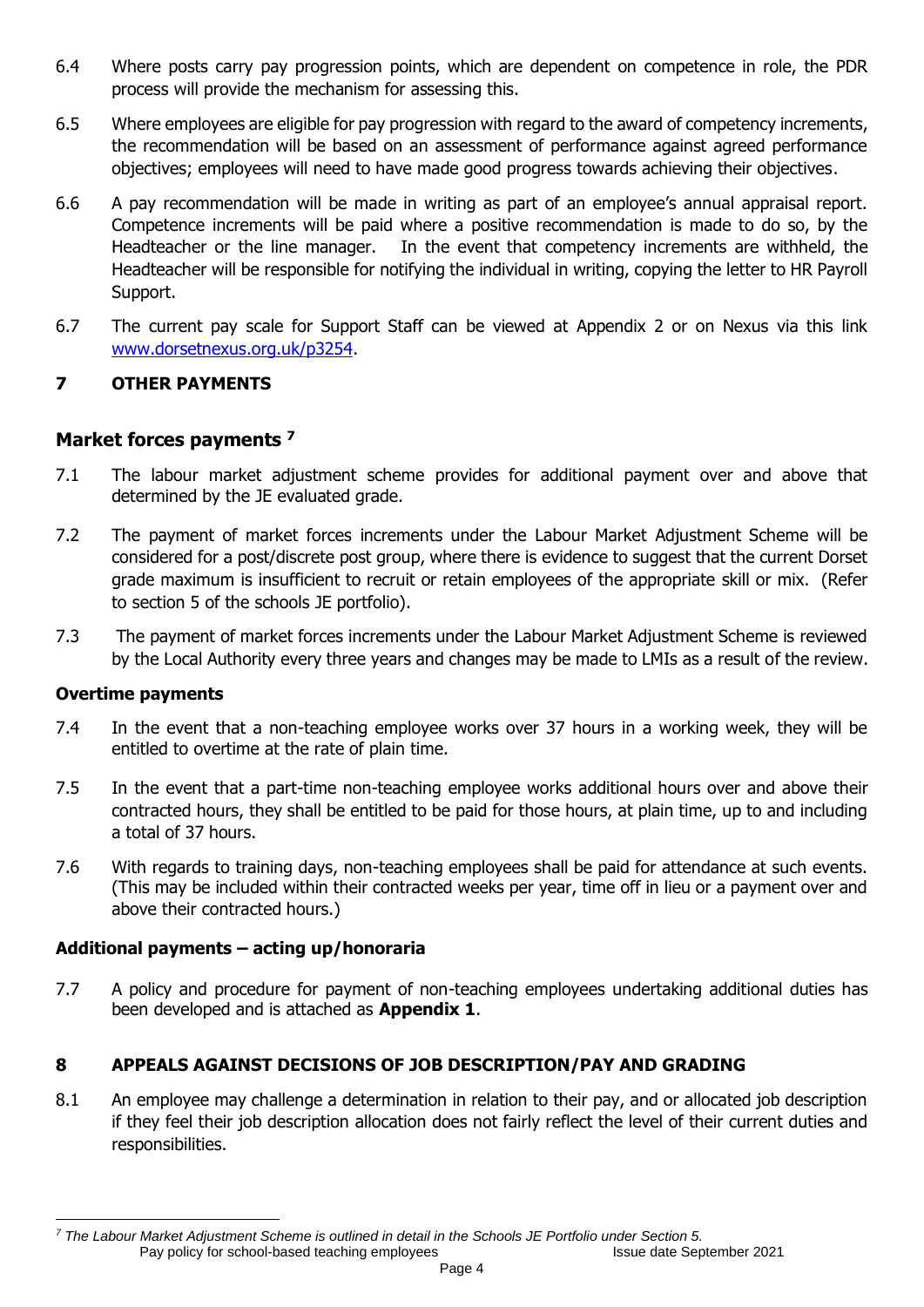6.4 Where posts carry pay progression points, which are dependent on competence in role, the PDR process will provide the mechanism for assessing this.

6.5 Where employees are eligible for pay progression with regard to the award of competency increments, the recommendation will be based on an assessment of performance against agreed performance objectives; employees will need to have made good progress towards achieving their objectives.

6.6 A pay recommendation will be made in writing as part of an employee's annual appraisal report. Competence increments will be paid where a positive recommendation is made to do so, by the Headteacher or the line manager. In the event that competency increments are withheld, the Headteacher will be responsible for notifying the individual in writing, copying the letter to HR Payroll Support.

6.7 The current pay scale for Support Staff can be viewed at Appendix 2 or on Nexus via this link [www.dorsetnexus.org.uk/p3254](www.dorsetnexus.org.uk/p3254).

## 7 OTHER PAYMENTS

### Market forces payments [7]

7.1 The labour market adjustment scheme provides for additional payment over and above that determined by the JE evaluated grade.

7.2 The payment of market forces increments under the Labour Market Adjustment Scheme will be considered for a post/discrete post group, where there is evidence to suggest that the current Dorset grade maximum is insufficient to recruit or retain employees of the appropriate skill or mix. (Refer to section 5 of the schools JE portfolio).

7.3 The payment of market forces increments under the Labour Market Adjustment Scheme is reviewed by the Local Authority every three years and changes may be made to LMIs as a result of the review.

**Overtime payments**

7.4 In the event that a non-teaching employee works over 37 hours in a working week, they will be entitled to overtime at the rate of plain time.

7.5 In the event that a part-time non-teaching employee works additional hours over and above their contracted hours, they shall be entitled to be paid for those hours, at plain time, up to and including a total of 37 hours.

7.6 With regards to training days, non-teaching employees shall be paid for attendance at such events. (This may be included within their contracted weeks per year, time off in lieu or a payment over and above their contracted hours.)

**Additional payments – acting up/honoraria**

7.7 A policy and procedure for payment of non-teaching employees undertaking additional duties has been developed and is attached as **Appendix 1**.

## 8 APPEALS AGAINST DECISIONS OF JOB DESCRIPTION/PAY AND GRADING

8.1 An employee may challenge a determination in relation to their pay, and or allocated job description if they feel their job description allocation does not fairly reflect the level of their current duties and responsibilities.

---

[7] *The Labour Market Adjustment Scheme is outlined in detail in the Schools JE Portfolio under Section 5.*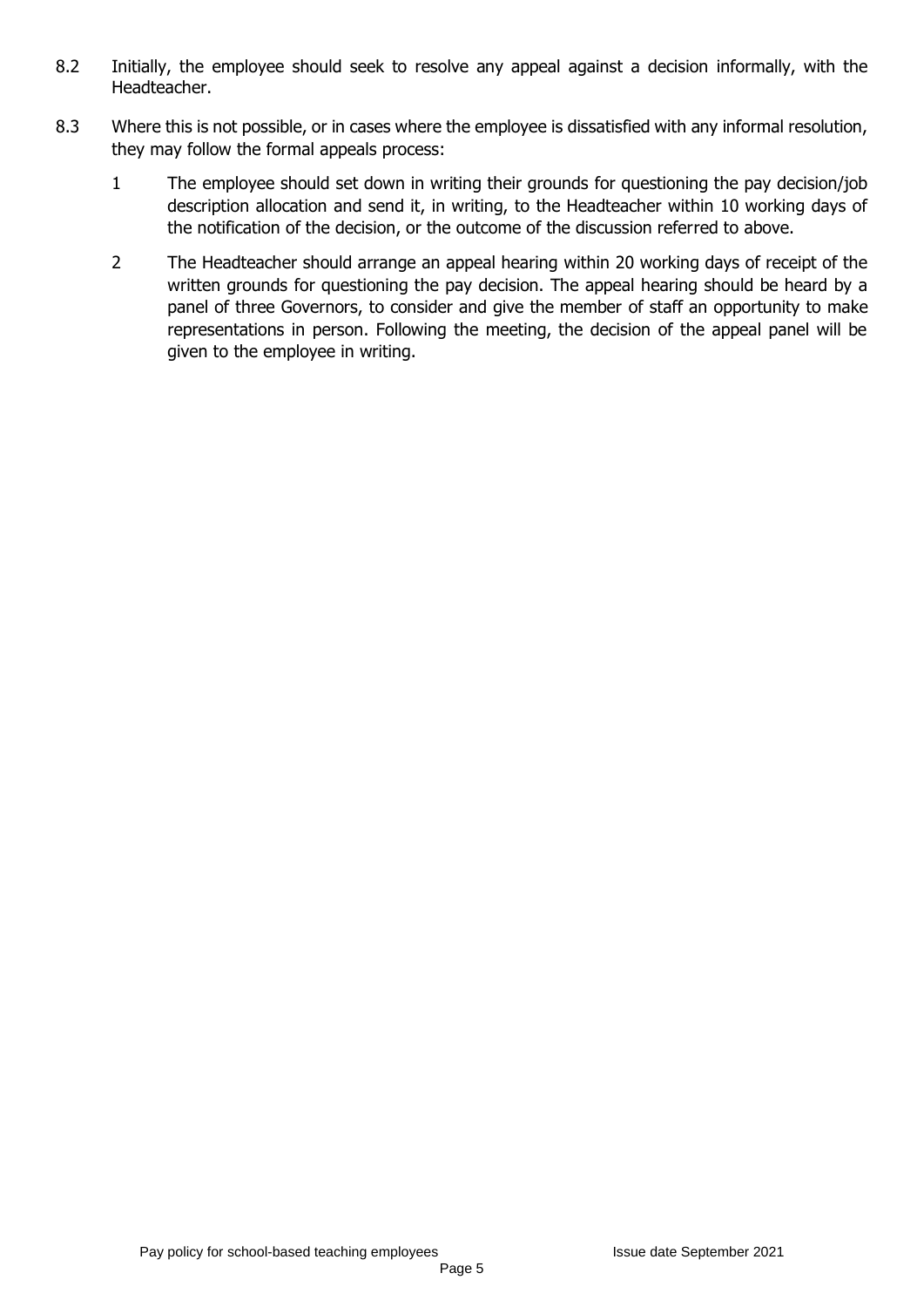8.2 Initially, the employee should seek to resolve any appeal against a decision informally, with the Headteacher.

8.3 Where this is not possible, or in cases where the employee is dissatisfied with any informal resolution, they may follow the formal appeals process:

1. The employee should set down in writing their grounds for questioning the pay decision/job description allocation and send it, in writing, to the Headteacher within 10 working days of the notification of the decision, or the outcome of the discussion referred to above.

2. The Headteacher should arrange an appeal hearing within 20 working days of receipt of the written grounds for questioning the pay decision. The appeal hearing should be heard by a panel of three Governors, to consider and give the member of staff an opportunity to make representations in person. Following the meeting, the decision of the appeal panel will be given to the employee in writing.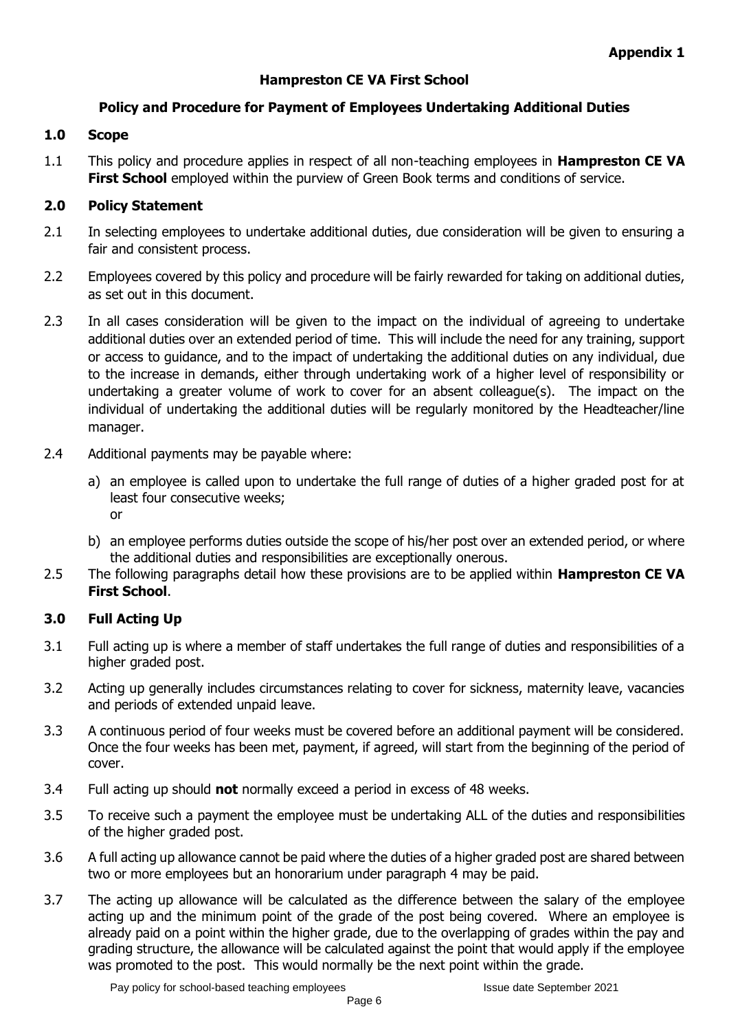**Appendix 1**

## Hampreston CE VA First School

### Policy and Procedure for Payment of Employees Undertaking Additional Duties

### 1.0 Scope

1.1 This policy and procedure applies in respect of all non-teaching employees in **Hampreston CE VA First School** employed within the purview of Green Book terms and conditions of service.

### 2.0 Policy Statement

2.1 In selecting employees to undertake additional duties, due consideration will be given to ensuring a fair and consistent process.

2.2 Employees covered by this policy and procedure will be fairly rewarded for taking on additional duties, as set out in this document.

2.3 In all cases consideration will be given to the impact on the individual of agreeing to undertake additional duties over an extended period of time. This will include the need for any training, support or access to guidance, and to the impact of undertaking the additional duties on any individual, due to the increase in demands, either through undertaking work of a higher level of responsibility or undertaking a greater volume of work to cover for an absent colleague(s). The impact on the individual of undertaking the additional duties will be regularly monitored by the Headteacher/line manager.

2.4 Additional payments may be payable where:

a) an employee is called upon to undertake the full range of duties of a higher graded post for at least four consecutive weeks;
   or

b) an employee performs duties outside the scope of his/her post over an extended period, or where the additional duties and responsibilities are exceptionally onerous.

2.5 The following paragraphs detail how these provisions are to be applied within **Hampreston CE VA First School**.

### 3.0 Full Acting Up

3.1 Full acting up is where a member of staff undertakes the full range of duties and responsibilities of a higher graded post.

3.2 Acting up generally includes circumstances relating to cover for sickness, maternity leave, vacancies and periods of extended unpaid leave.

3.3 A continuous period of four weeks must be covered before an additional payment will be considered. Once the four weeks has been met, payment, if agreed, will start from the beginning of the period of cover.

3.4 Full acting up should **not** normally exceed a period in excess of 48 weeks.

3.5 To receive such a payment the employee must be undertaking ALL of the duties and responsibilities of the higher graded post.

3.6 A full acting up allowance cannot be paid where the duties of a higher graded post are shared between two or more employees but an honorarium under paragraph 4 may be paid.

3.7 The acting up allowance will be calculated as the difference between the salary of the employee acting up and the minimum point of the grade of the post being covered. Where an employee is already paid on a point within the higher grade, due to the overlapping of grades within the pay and grading structure, the allowance will be calculated against the point that would apply if the employee was promoted to the post. This would normally be the next point within the grade.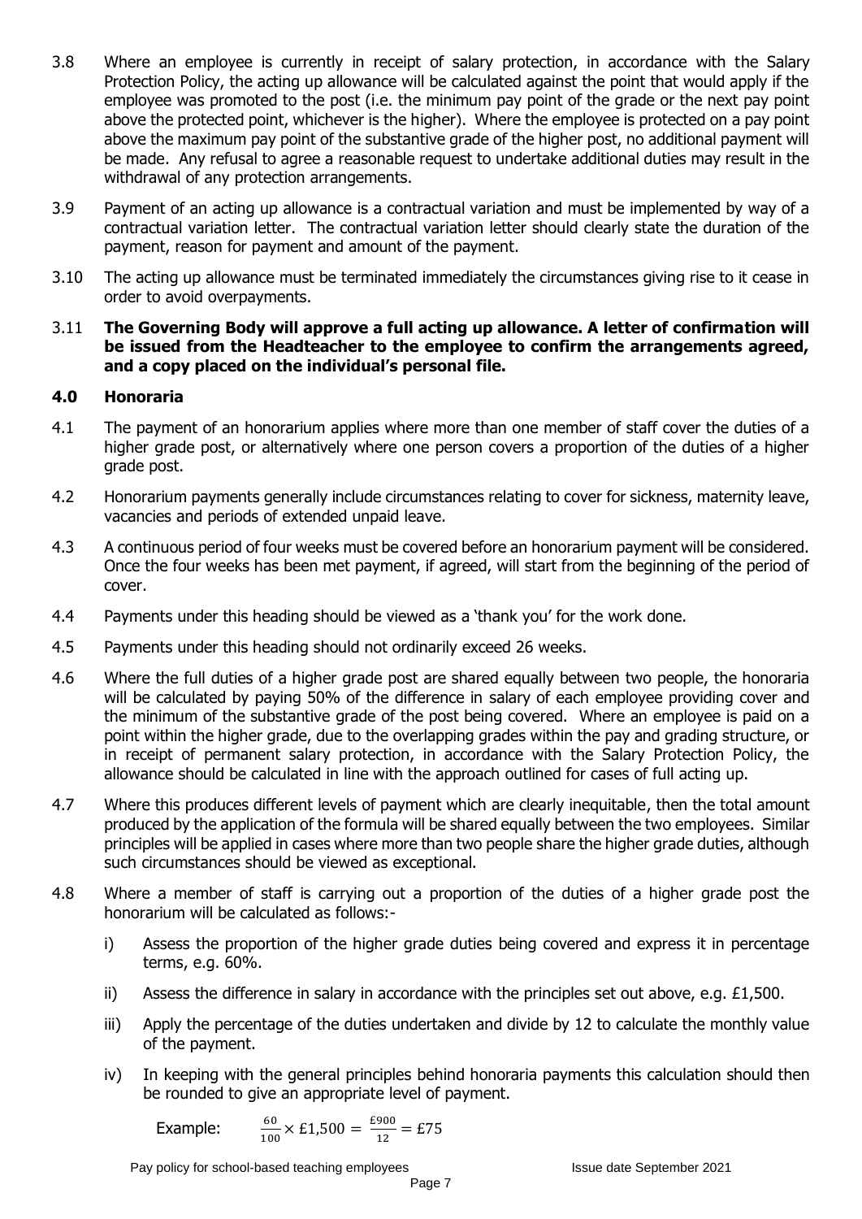3.8 Where an employee is currently in receipt of salary protection, in accordance with the Salary Protection Policy, the acting up allowance will be calculated against the point that would apply if the employee was promoted to the post (i.e. the minimum pay point of the grade or the next pay point above the protected point, whichever is the higher). Where the employee is protected on a pay point above the maximum pay point of the substantive grade of the higher post, no additional payment will be made. Any refusal to agree a reasonable request to undertake additional duties may result in the withdrawal of any protection arrangements.

3.9 Payment of an acting up allowance is a contractual variation and must be implemented by way of a contractual variation letter. The contractual variation letter should clearly state the duration of the payment, reason for payment and amount of the payment.

3.10 The acting up allowance must be terminated immediately the circumstances giving rise to it cease in order to avoid overpayments.

3.11 **The Governing Body will approve a full acting up allowance. A letter of confirmation will be issued from the Headteacher to the employee to confirm the arrangements agreed, and a copy placed on the individual's personal file.**

## 4.0 Honoraria

4.1 The payment of an honorarium applies where more than one member of staff cover the duties of a higher grade post, or alternatively where one person covers a proportion of the duties of a higher grade post.

4.2 Honorarium payments generally include circumstances relating to cover for sickness, maternity leave, vacancies and periods of extended unpaid leave.

4.3 A continuous period of four weeks must be covered before an honorarium payment will be considered. Once the four weeks has been met payment, if agreed, will start from the beginning of the period of cover.

4.4 Payments under this heading should be viewed as a 'thank you' for the work done.

4.5 Payments under this heading should not ordinarily exceed 26 weeks.

4.6 Where the full duties of a higher grade post are shared equally between two people, the honoraria will be calculated by paying 50% of the difference in salary of each employee providing cover and the minimum of the substantive grade of the post being covered. Where an employee is paid on a point within the higher grade, due to the overlapping grades within the pay and grading structure, or in receipt of permanent salary protection, in accordance with the Salary Protection Policy, the allowance should be calculated in line with the approach outlined for cases of full acting up.

4.7 Where this produces different levels of payment which are clearly inequitable, then the total amount produced by the application of the formula will be shared equally between the two employees. Similar principles will be applied in cases where more than two people share the higher grade duties, although such circumstances should be viewed as exceptional.

4.8 Where a member of staff is carrying out a proportion of the duties of a higher grade post the honorarium will be calculated as follows:-

   i) Assess the proportion of the higher grade duties being covered and express it in percentage terms, e.g. 60%.

   ii) Assess the difference in salary in accordance with the principles set out above, e.g. £1,500.

   iii) Apply the percentage of the duties undertaken and divide by 12 to calculate the monthly value of the payment.

   iv) In keeping with the general principles behind honoraria payments this calculation should then be rounded to give an appropriate level of payment.

   Example: $\frac{60}{100} \times £1{,}500 = \frac{£900}{12} = £75$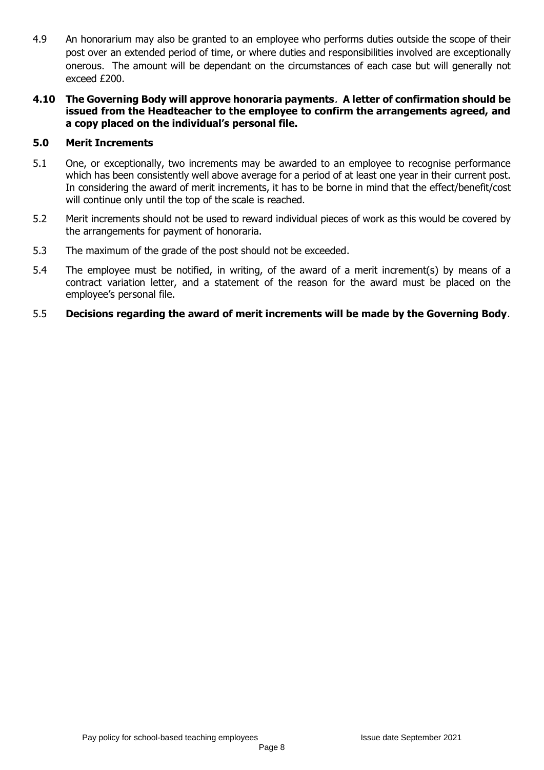4.9 An honorarium may also be granted to an employee who performs duties outside the scope of their post over an extended period of time, or where duties and responsibilities involved are exceptionally onerous. The amount will be dependant on the circumstances of each case but will generally not exceed £200.

**4.10 The Governing Body will approve honoraria payments. A letter of confirmation should be issued from the Headteacher to the employee to confirm the arrangements agreed, and a copy placed on the individual's personal file.**

## 5.0 Merit Increments

5.1 One, or exceptionally, two increments may be awarded to an employee to recognise performance which has been consistently well above average for a period of at least one year in their current post. In considering the award of merit increments, it has to be borne in mind that the effect/benefit/cost will continue only until the top of the scale is reached.

5.2 Merit increments should not be used to reward individual pieces of work as this would be covered by the arrangements for payment of honoraria.

5.3 The maximum of the grade of the post should not be exceeded.

5.4 The employee must be notified, in writing, of the award of a merit increment(s) by means of a contract variation letter, and a statement of the reason for the award must be placed on the employee's personal file.

5.5 **Decisions regarding the award of merit increments will be made by the Governing Body**.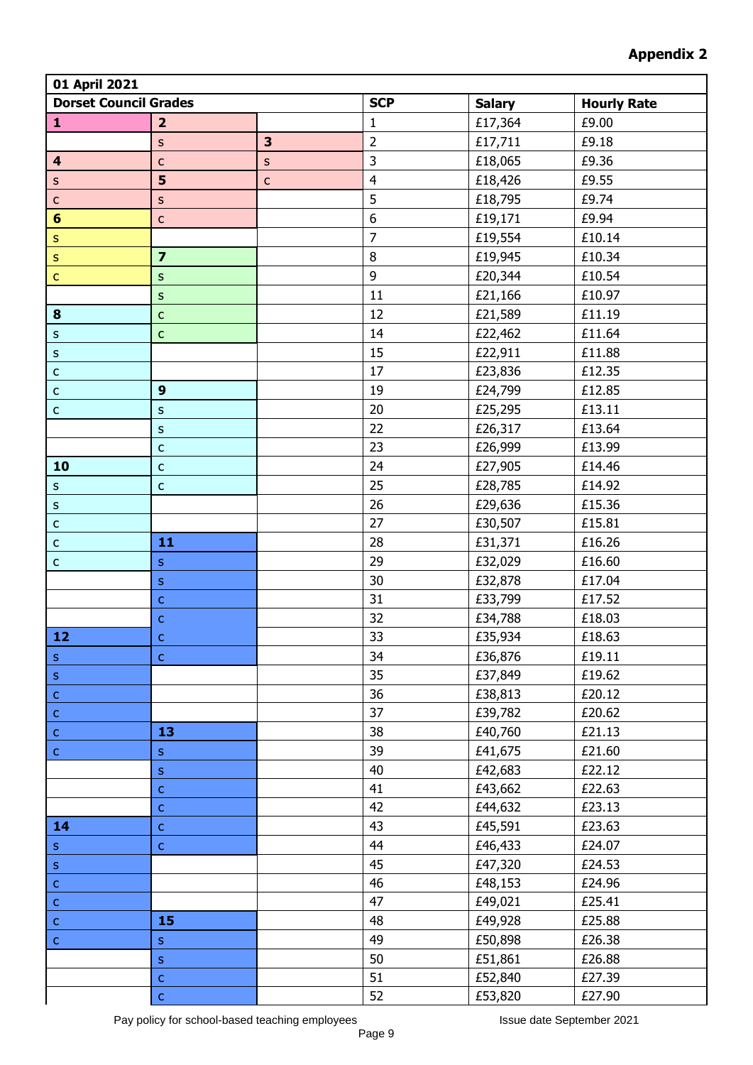**Appendix 2**

| 01 April 2021 | | | | | |
|---|---|---|---|---|---|
| **Dorset Council Grades** | | | **SCP** | **Salary** | **Hourly Rate** |
| **1** | **2** | | 1 | £17,364 | £9.00 |
| | s | **3** | 2 | £17,711 | £9.18 |
| **4** | c | s | 3 | £18,065 | £9.36 |
| s | **5** | c | 4 | £18,426 | £9.55 |
| c | s | | 5 | £18,795 | £9.74 |
| **6** | c | | 6 | £19,171 | £9.94 |
| s | | | 7 | £19,554 | £10.14 |
| s | **7** | | 8 | £19,945 | £10.34 |
| c | s | | 9 | £20,344 | £10.54 |
| | s | | 11 | £21,166 | £10.97 |
| **8** | c | | 12 | £21,589 | £11.19 |
| s | c | | 14 | £22,462 | £11.64 |
| s | | | 15 | £22,911 | £11.88 |
| c | | | 17 | £23,836 | £12.35 |
| c | **9** | | 19 | £24,799 | £12.85 |
| c | s | | 20 | £25,295 | £13.11 |
| | s | | 22 | £26,317 | £13.64 |
| | c | | 23 | £26,999 | £13.99 |
| **10** | c | | 24 | £27,905 | £14.46 |
| s | c | | 25 | £28,785 | £14.92 |
| s | | | 26 | £29,636 | £15.36 |
| c | | | 27 | £30,507 | £15.81 |
| c | **11** | | 28 | £31,371 | £16.26 |
| c | s | | 29 | £32,029 | £16.60 |
| | s | | 30 | £32,878 | £17.04 |
| | c | | 31 | £33,799 | £17.52 |
| | c | | 32 | £34,788 | £18.03 |
| **12** | c | | 33 | £35,934 | £18.63 |
| s | c | | 34 | £36,876 | £19.11 |
| s | | | 35 | £37,849 | £19.62 |
| c | | | 36 | £38,813 | £20.12 |
| c | | | 37 | £39,782 | £20.62 |
| c | **13** | | 38 | £40,760 | £21.13 |
| c | s | | 39 | £41,675 | £21.60 |
| | s | | 40 | £42,683 | £22.12 |
| | c | | 41 | £43,662 | £22.63 |
| | c | | 42 | £44,632 | £23.13 |
| **14** | c | | 43 | £45,591 | £23.63 |
| s | c | | 44 | £46,433 | £24.07 |
| s | | | 45 | £47,320 | £24.53 |
| c | | | 46 | £48,153 | £24.96 |
| c | | | 47 | £49,021 | £25.41 |
| c | **15** | | 48 | £49,928 | £25.88 |
| c | s | | 49 | £50,898 | £26.38 |
| | s | | 50 | £51,861 | £26.88 |
| | c | | 51 | £52,840 | £27.39 |
| | c | | 52 | £53,820 | £27.90 |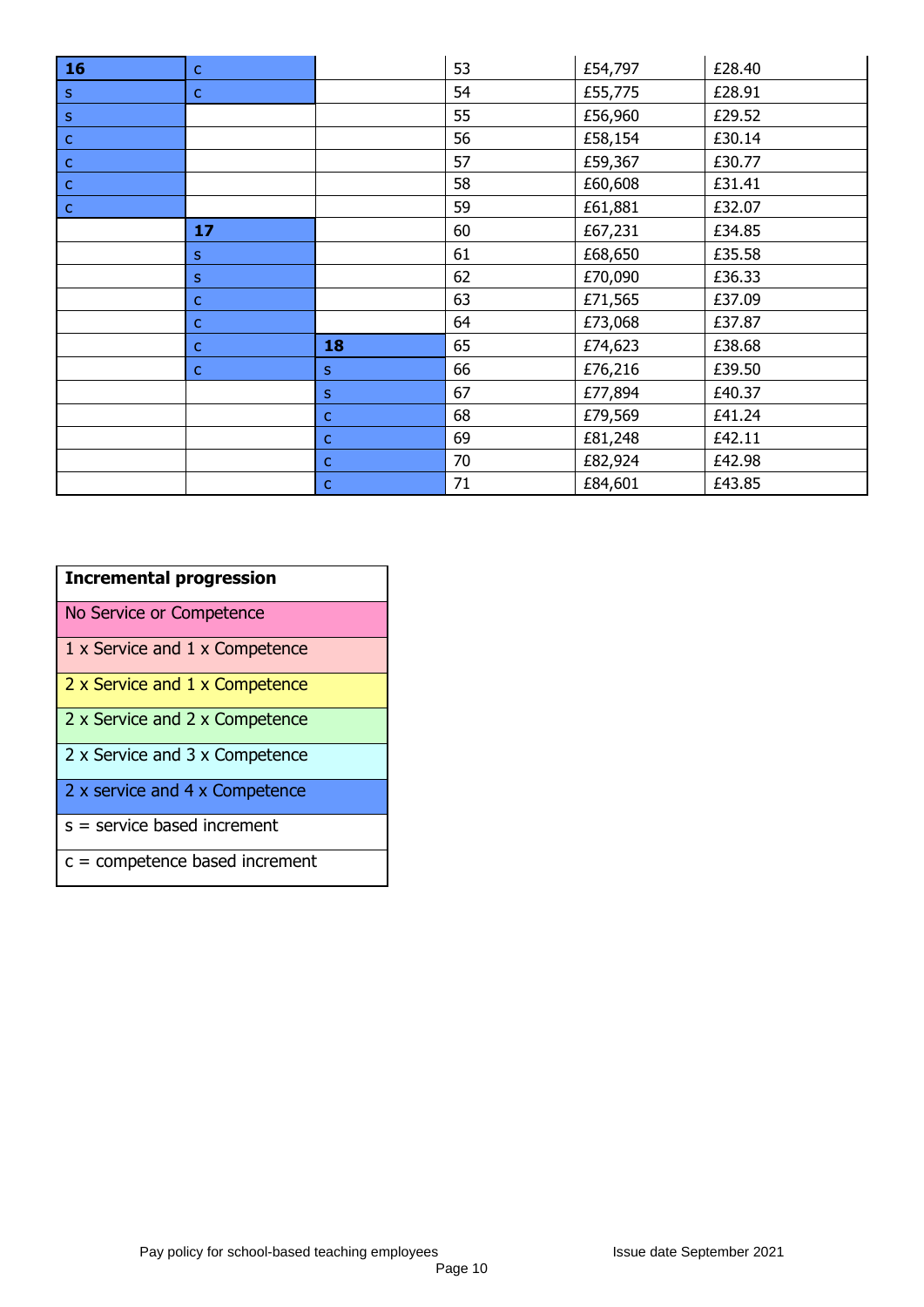| | | | | | |
|---|---|---|---|---|---|
| **16** | c | | 53 | £54,797 | £28.40 |
| s | c | | 54 | £55,775 | £28.91 |
| s | | | 55 | £56,960 | £29.52 |
| c | | | 56 | £58,154 | £30.14 |
| c | | | 57 | £59,367 | £30.77 |
| c | | | 58 | £60,608 | £31.41 |
| c | | | 59 | £61,881 | £32.07 |
| | **17** | | 60 | £67,231 | £34.85 |
| | s | | 61 | £68,650 | £35.58 |
| | s | | 62 | £70,090 | £36.33 |
| | c | | 63 | £71,565 | £37.09 |
| | c | | 64 | £73,068 | £37.87 |
| | c | **18** | 65 | £74,623 | £38.68 |
| | c | s | 66 | £76,216 | £39.50 |
| | | s | 67 | £77,894 | £40.37 |
| | | c | 68 | £79,569 | £41.24 |
| | | c | 69 | £81,248 | £42.11 |
| | | c | 70 | £82,924 | £42.98 |
| | | c | 71 | £84,601 | £43.85 |

| **Incremental progression** |
|---|
| No Service or Competence |
| 1 x Service and 1 x Competence |
| 2 x Service and 1 x Competence |
| 2 x Service and 2 x Competence |
| 2 x Service and 3 x Competence |
| 2 x service and 4 x Competence |
| s = service based increment |
| c = competence based increment |